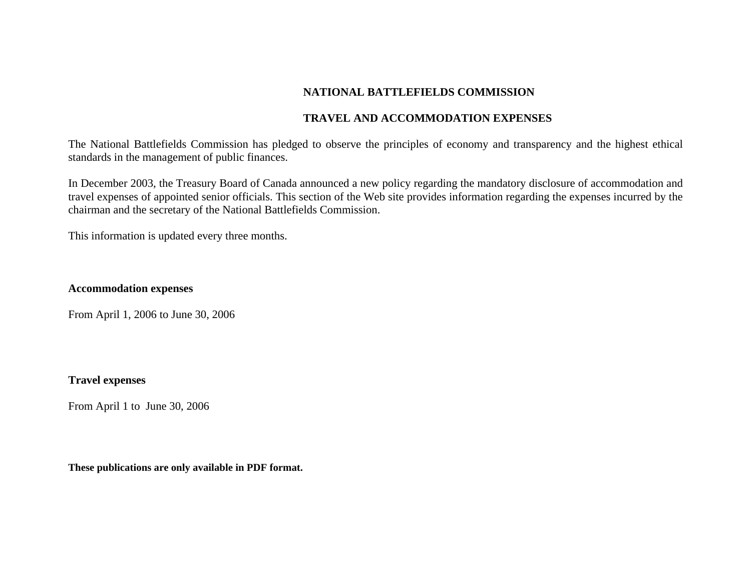# NATIONAL BATTLEFIELDS COMMISSION

## TRAVEL AND ACCOMMODATION EXPENSES

The National Battlefields Commission has pledged to observe the principles of economy and transparency and the highest ethical standards in the management of public finances.

In December 2003, the Treasury Board of Canada announced a new policy regarding the mandatory disclosure of accommodation and travel expenses of appointed senior officials. This section of the Web site provides information regarding the expenses incurred by the chairman and the secretary of the National Battlefields Commission.

This information is updated every three months.

**Accommodation expenses**

From April 1, 2006 to June 30, 2006

**Travel expenses**

From April 1 to June 30, 2006

**These publications are only available in PDF format.**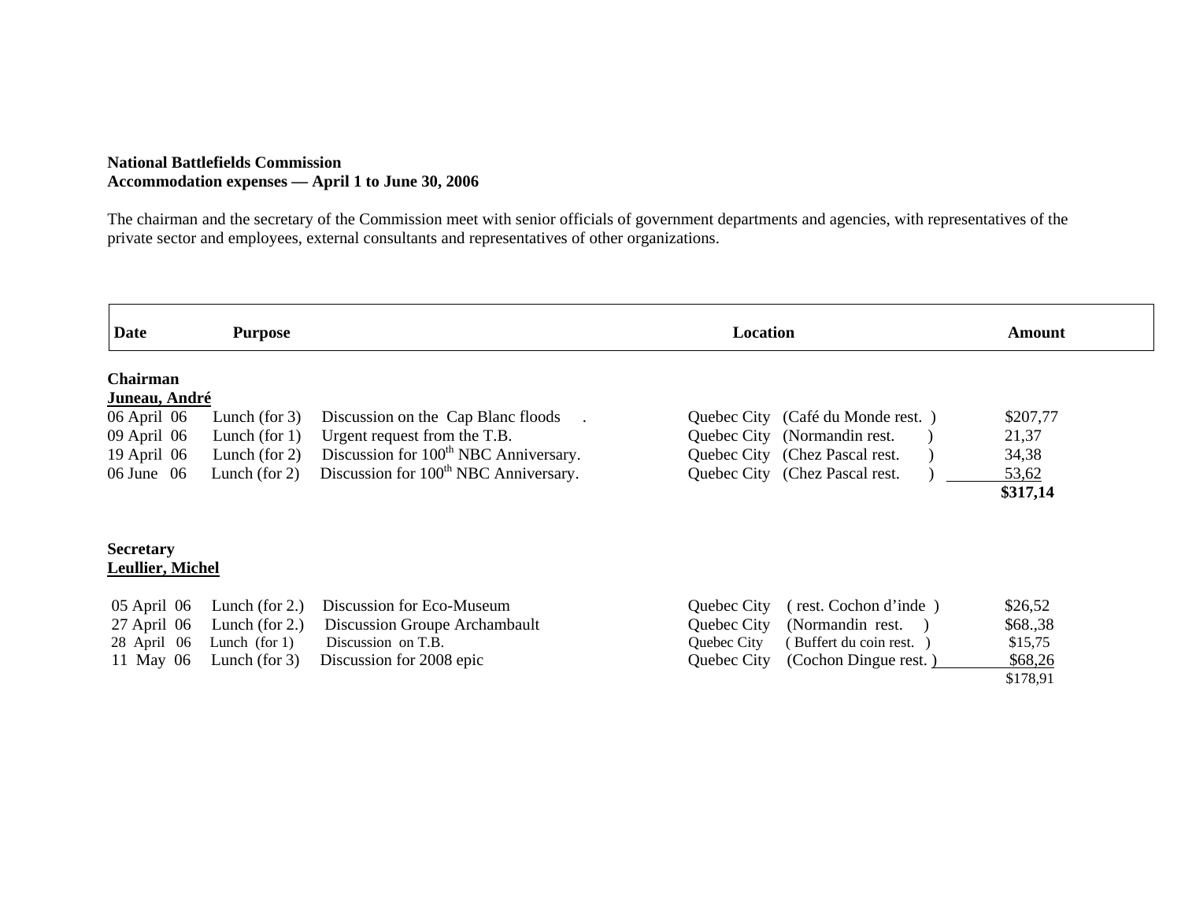**National Battlefields Commission**
**Accommodation expenses — April 1 to June 30, 2006**

The chairman and the secretary of the Commission meet with senior officials of government departments and agencies, with representatives of the private sector and employees, external consultants and representatives of other organizations.

| Date | Purpose | | Location | | Amount |
|---|---|---|---|---|---|
| **Chairman** | | | | | |
| **Juneau, André** | | | | | |
| 06 April 06 | Lunch (for 3) | Discussion on the Cap Blanc floods . | Quebec City | (Café du Monde rest. ) | $207,77 |
| 09 April 06 | Lunch (for 1) | Urgent request from the T.B. | Quebec City | (Normandin rest. ) | 21,37 |
| 19 April 06 | Lunch (for 2) | Discussion for 100th NBC Anniversary. | Quebec City | (Chez Pascal rest. ) | 34,38 |
| 06 June 06 | Lunch (for 2) | Discussion for 100th NBC Anniversary. | Quebec City | (Chez Pascal rest. ) | 53,62 |
| | | | | | **$317,14** |
| **Secretary** | | | | | |
| **Leullier, Michel** | | | | | |
| 05 April 06 | Lunch (for 2.) | Discussion for Eco-Museum | Quebec City | ( rest. Cochon d'inde ) | $26,52 |
| 27 April 06 | Lunch (for 2.) | Discussion Groupe Archambault | Quebec City | (Normandin rest. ) | $68.,38 |
| 28 April 06 | Lunch (for 1) | Discussion on T.B. | Quebec City | ( Buffert du coin rest. ) | $15,75 |
| 11 May 06 | Lunch (for 3) | Discussion for 2008 epic | Quebec City | (Cochon Dingue rest. ) | $68,26 |
| | | | | | $178,91 |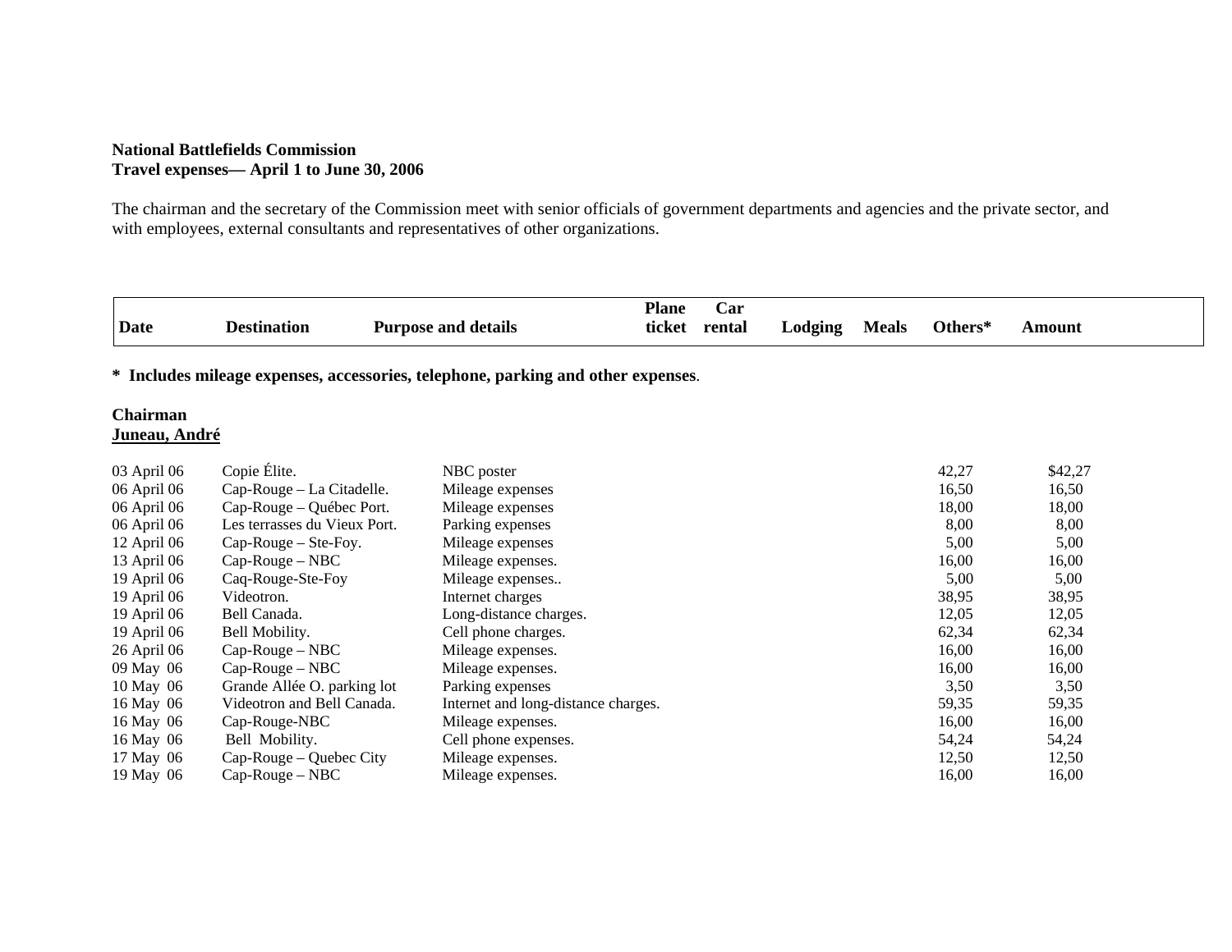**National Battlefields Commission**
**Travel expenses— April 1 to June 30, 2006**

The chairman and the secretary of the Commission meet with senior officials of government departments and agencies and the private sector, and with employees, external consultants and representatives of other organizations.

| Date | Destination | Purpose and details | Plane ticket | Car rental | Lodging | Meals | Others* | Amount |
|---|---|---|---|---|---|---|---|---|

**\* Includes mileage expenses, accessories, telephone, parking and other expenses**.

**Chairman**
**Juneau, André**

| Date | Destination | Purpose and details | Plane ticket | Car rental | Lodging | Meals | Others* | Amount |
|---|---|---|---|---|---|---|---|---|
| 03 April 06 | Copie Élite. | NBC poster | | | | | 42,27 | $42,27 |
| 06 April 06 | Cap-Rouge – La Citadelle. | Mileage expenses | | | | | 16,50 | 16,50 |
| 06 April 06 | Cap-Rouge – Québec Port. | Mileage expenses | | | | | 18,00 | 18,00 |
| 06 April 06 | Les terrasses du Vieux Port. | Parking expenses | | | | | 8,00 | 8,00 |
| 12 April 06 | Cap-Rouge – Ste-Foy. | Mileage expenses | | | | | 5,00 | 5,00 |
| 13 April 06 | Cap-Rouge – NBC | Mileage expenses. | | | | | 16,00 | 16,00 |
| 19 April 06 | Caq-Rouge-Ste-Foy | Mileage expenses.. | | | | | 5,00 | 5,00 |
| 19 April 06 | Videotron. | Internet charges | | | | | 38,95 | 38,95 |
| 19 April 06 | Bell Canada. | Long-distance charges. | | | | | 12,05 | 12,05 |
| 19 April 06 | Bell Mobility. | Cell phone charges. | | | | | 62,34 | 62,34 |
| 26 April 06 | Cap-Rouge – NBC | Mileage expenses. | | | | | 16,00 | 16,00 |
| 09 May 06 | Cap-Rouge – NBC | Mileage expenses. | | | | | 16,00 | 16,00 |
| 10 May 06 | Grande Allée O. parking lot | Parking expenses | | | | | 3,50 | 3,50 |
| 16 May 06 | Videotron and Bell Canada. | Internet and long-distance charges. | | | | | 59,35 | 59,35 |
| 16 May 06 | Cap-Rouge-NBC | Mileage expenses. | | | | | 16,00 | 16,00 |
| 16 May 06 | Bell Mobility. | Cell phone expenses. | | | | | 54,24 | 54,24 |
| 17 May 06 | Cap-Rouge – Quebec City | Mileage expenses. | | | | | 12,50 | 12,50 |
| 19 May 06 | Cap-Rouge – NBC | Mileage expenses. | | | | | 16,00 | 16,00 |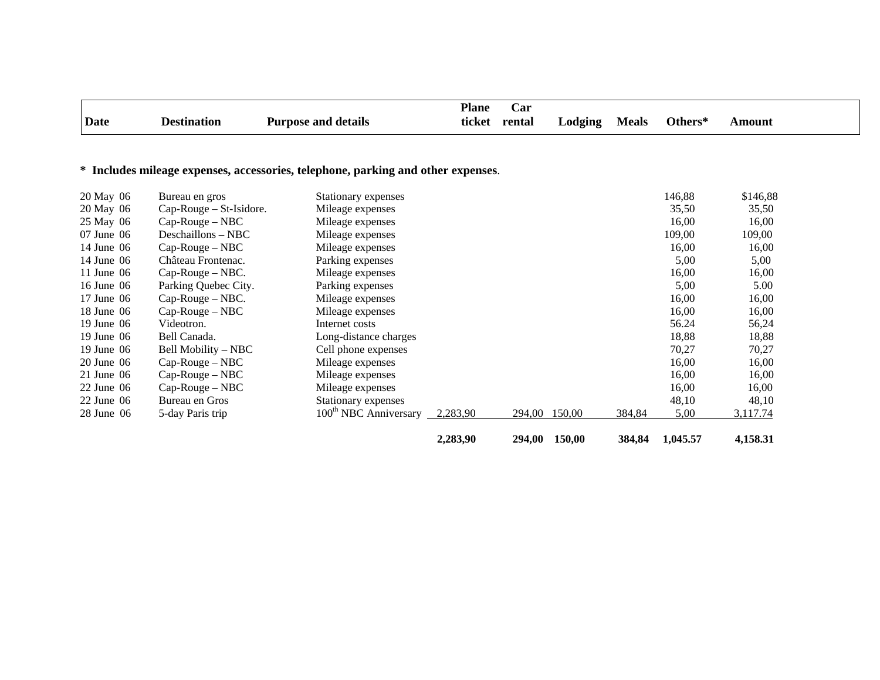| Date | Destination | Purpose and details | Plane ticket | Car rental | Lodging | Meals | Others* | Amount |
|---|---|---|---|---|---|---|---|---|
| | | | | | | | | |

**\* Includes mileage expenses, accessories, telephone, parking and other expenses**.

| | | | | | | | | |
|---|---|---|---|---|---|---|---|---|
| 20 May 06 | Bureau en gros | Stationary expenses | | | | | 146,88 | $146,88 |
| 20 May 06 | Cap-Rouge – St-Isidore. | Mileage expenses | | | | | 35,50 | 35,50 |
| 25 May 06 | Cap-Rouge – NBC | Mileage expenses | | | | | 16,00 | 16,00 |
| 07 June 06 | Deschaillons – NBC | Mileage expenses | | | | | 109,00 | 109,00 |
| 14 June 06 | Cap-Rouge – NBC | Mileage expenses | | | | | 16,00 | 16,00 |
| 14 June 06 | Château Frontenac. | Parking expenses | | | | | 5,00 | 5,00 |
| 11 June 06 | Cap-Rouge – NBC. | Mileage expenses | | | | | 16,00 | 16,00 |
| 16 June 06 | Parking Quebec City. | Parking expenses | | | | | 5,00 | 5.00 |
| 17 June 06 | Cap-Rouge – NBC. | Mileage expenses | | | | | 16,00 | 16,00 |
| 18 June 06 | Cap-Rouge – NBC | Mileage expenses | | | | | 16,00 | 16,00 |
| 19 June 06 | Videotron. | Internet costs | | | | | 56.24 | 56,24 |
| 19 June 06 | Bell Canada. | Long-distance charges | | | | | 18,88 | 18,88 |
| 19 June 06 | Bell Mobility – NBC | Cell phone expenses | | | | | 70,27 | 70,27 |
| 20 June 06 | Cap-Rouge – NBC | Mileage expenses | | | | | 16,00 | 16,00 |
| 21 June 06 | Cap-Rouge – NBC | Mileage expenses | | | | | 16,00 | 16,00 |
| 22 June 06 | Cap-Rouge – NBC | Mileage expenses | | | | | 16,00 | 16,00 |
| 22 June 06 | Bureau en Gros | Stationary expenses | | | | | 48,10 | 48,10 |
| 28 June 06 | 5-day Paris trip | 100th NBC Anniversary | 2,283,90 | 294,00 | 150,00 | 384,84 | 5,00 | 3,117.74 |
| | | | **2,283,90** | **294,00** | **150,00** | **384,84** | **1,045.57** | **4,158.31** |